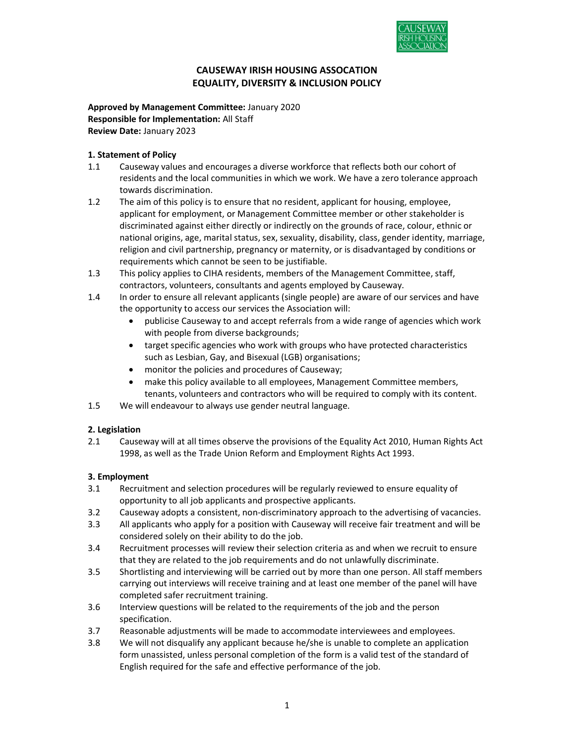# CAUSEWAY IRISH HOUSING ASSOCATION
# EQUALITY, DIVERSITY & INCLUSION POLICY

**Approved by Management Committee:** January 2020
**Responsible for Implementation:** All Staff
**Review Date:** January 2023

## 1. Statement of Policy

1.1 Causeway values and encourages a diverse workforce that reflects both our cohort of residents and the local communities in which we work. We have a zero tolerance approach towards discrimination.

1.2 The aim of this policy is to ensure that no resident, applicant for housing, employee, applicant for employment, or Management Committee member or other stakeholder is discriminated against either directly or indirectly on the grounds of race, colour, ethnic or national origins, age, marital status, sex, sexuality, disability, class, gender identity, marriage, religion and civil partnership, pregnancy or maternity, or is disadvantaged by conditions or requirements which cannot be seen to be justifiable.

1.3 This policy applies to CIHA residents, members of the Management Committee, staff, contractors, volunteers, consultants and agents employed by Causeway.

1.4 In order to ensure all relevant applicants (single people) are aware of our services and have the opportunity to access our services the Association will:

- publicise Causeway to and accept referrals from a wide range of agencies which work with people from diverse backgrounds;
- target specific agencies who work with groups who have protected characteristics such as Lesbian, Gay, and Bisexual (LGB) organisations;
- monitor the policies and procedures of Causeway;
- make this policy available to all employees, Management Committee members, tenants, volunteers and contractors who will be required to comply with its content.

1.5 We will endeavour to always use gender neutral language.

## 2. Legislation

2.1 Causeway will at all times observe the provisions of the Equality Act 2010, Human Rights Act 1998, as well as the Trade Union Reform and Employment Rights Act 1993.

## 3. Employment

3.1 Recruitment and selection procedures will be regularly reviewed to ensure equality of opportunity to all job applicants and prospective applicants.

3.2 Causeway adopts a consistent, non-discriminatory approach to the advertising of vacancies.

3.3 All applicants who apply for a position with Causeway will receive fair treatment and will be considered solely on their ability to do the job.

3.4 Recruitment processes will review their selection criteria as and when we recruit to ensure that they are related to the job requirements and do not unlawfully discriminate.

3.5 Shortlisting and interviewing will be carried out by more than one person. All staff members carrying out interviews will receive training and at least one member of the panel will have completed safer recruitment training.

3.6 Interview questions will be related to the requirements of the job and the person specification.

3.7 Reasonable adjustments will be made to accommodate interviewees and employees.

3.8 We will not disqualify any applicant because he/she is unable to complete an application form unassisted, unless personal completion of the form is a valid test of the standard of English required for the safe and effective performance of the job.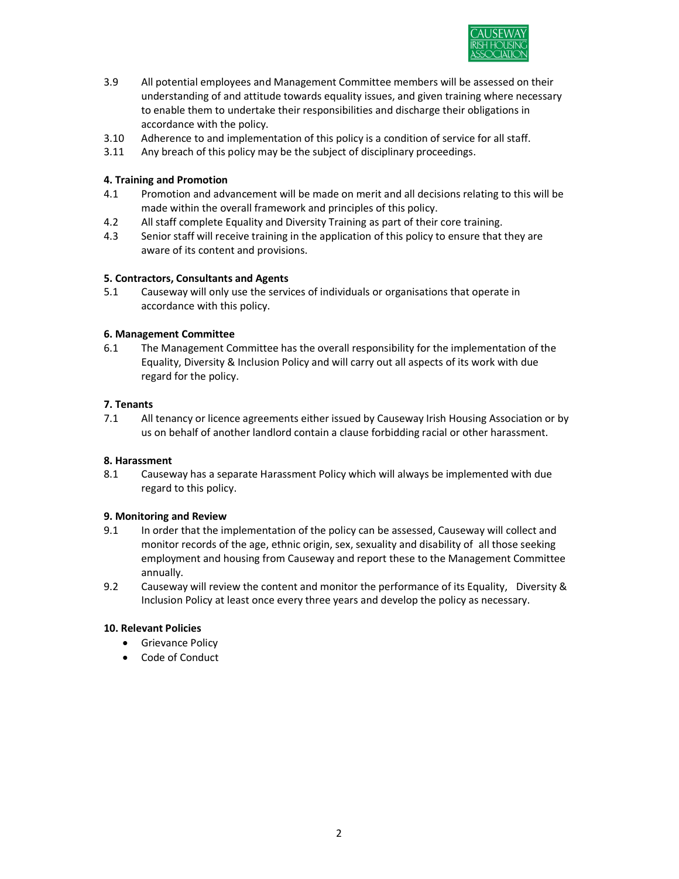3.9 All potential employees and Management Committee members will be assessed on their understanding of and attitude towards equality issues, and given training where necessary to enable them to undertake their responsibilities and discharge their obligations in accordance with the policy.

3.10 Adherence to and implementation of this policy is a condition of service for all staff.

3.11 Any breach of this policy may be the subject of disciplinary proceedings.

**4. Training and Promotion**

4.1 Promotion and advancement will be made on merit and all decisions relating to this will be made within the overall framework and principles of this policy.

4.2 All staff complete Equality and Diversity Training as part of their core training.

4.3 Senior staff will receive training in the application of this policy to ensure that they are aware of its content and provisions.

**5. Contractors, Consultants and Agents**

5.1 Causeway will only use the services of individuals or organisations that operate in accordance with this policy.

**6. Management Committee**

6.1 The Management Committee has the overall responsibility for the implementation of the Equality, Diversity & Inclusion Policy and will carry out all aspects of its work with due regard for the policy.

**7. Tenants**

7.1 All tenancy or licence agreements either issued by Causeway Irish Housing Association or by us on behalf of another landlord contain a clause forbidding racial or other harassment.

**8. Harassment**

8.1 Causeway has a separate Harassment Policy which will always be implemented with due regard to this policy.

**9. Monitoring and Review**

9.1 In order that the implementation of the policy can be assessed, Causeway will collect and monitor records of the age, ethnic origin, sex, sexuality and disability of all those seeking employment and housing from Causeway and report these to the Management Committee annually.

9.2 Causeway will review the content and monitor the performance of its Equality, Diversity & Inclusion Policy at least once every three years and develop the policy as necessary.

**10. Relevant Policies**

- Grievance Policy
- Code of Conduct